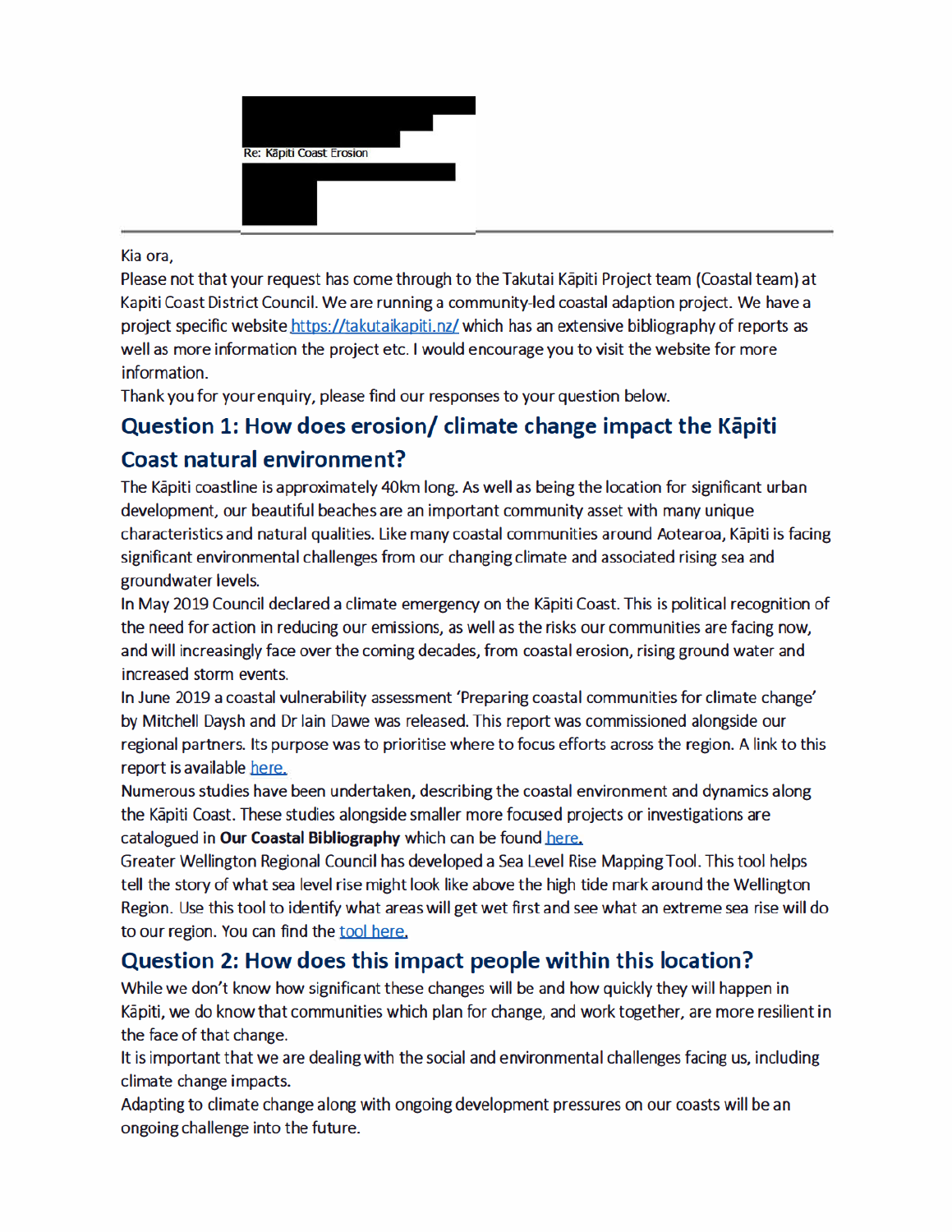Re: Kāpiti Coast Erosion

Kia ora,

Please not that your request has come through to the Takutai Kāpiti Project team (Coastal team) at Kapiti Coast District Council. We are running a community-led coastal adaption project. We have a project specific website https://takutaikapiti.nz/ which has an extensive bibliography of reports as well as more information the project etc. I would encourage you to visit the website for more information.

Thank you for your enquiry, please find our responses to your question below.

## Question 1: How does erosion/ climate change impact the Kāpiti Coast natural environment?

The Kāpiti coastline is approximately 40km long. As well as being the location for significant urban development, our beautiful beaches are an important community asset with many unique characteristics and natural qualities. Like many coastal communities around Aotearoa, Kāpiti is facing significant environmental challenges from our changing climate and associated rising sea and groundwater levels.

In May 2019 Council declared a climate emergency on the Kāpiti Coast. This is political recognition of the need for action in reducing our emissions, as well as the risks our communities are facing now, and will increasingly face over the coming decades, from coastal erosion, rising ground water and increased storm events.

In June 2019 a coastal vulnerability assessment 'Preparing coastal communities for climate change' by Mitchell Daysh and Dr Iain Dawe was released. This report was commissioned alongside our regional partners. Its purpose was to prioritise where to focus efforts across the region. A link to this report is available here.

Numerous studies have been undertaken, describing the coastal environment and dynamics along the Kāpiti Coast. These studies alongside smaller more focused projects or investigations are catalogued in **Our Coastal Bibliography** which can be found here.

Greater Wellington Regional Council has developed a Sea Level Rise Mapping Tool. This tool helps tell the story of what sea level rise might look like above the high tide mark around the Wellington Region. Use this tool to identify what areas will get wet first and see what an extreme sea rise will do to our region. You can find the tool here.

## Question 2: How does this impact people within this location?

While we don't know how significant these changes will be and how quickly they will happen in Kāpiti, we do know that communities which plan for change, and work together, are more resilient in the face of that change.

It is important that we are dealing with the social and environmental challenges facing us, including climate change impacts.

Adapting to climate change along with ongoing development pressures on our coasts will be an ongoing challenge into the future.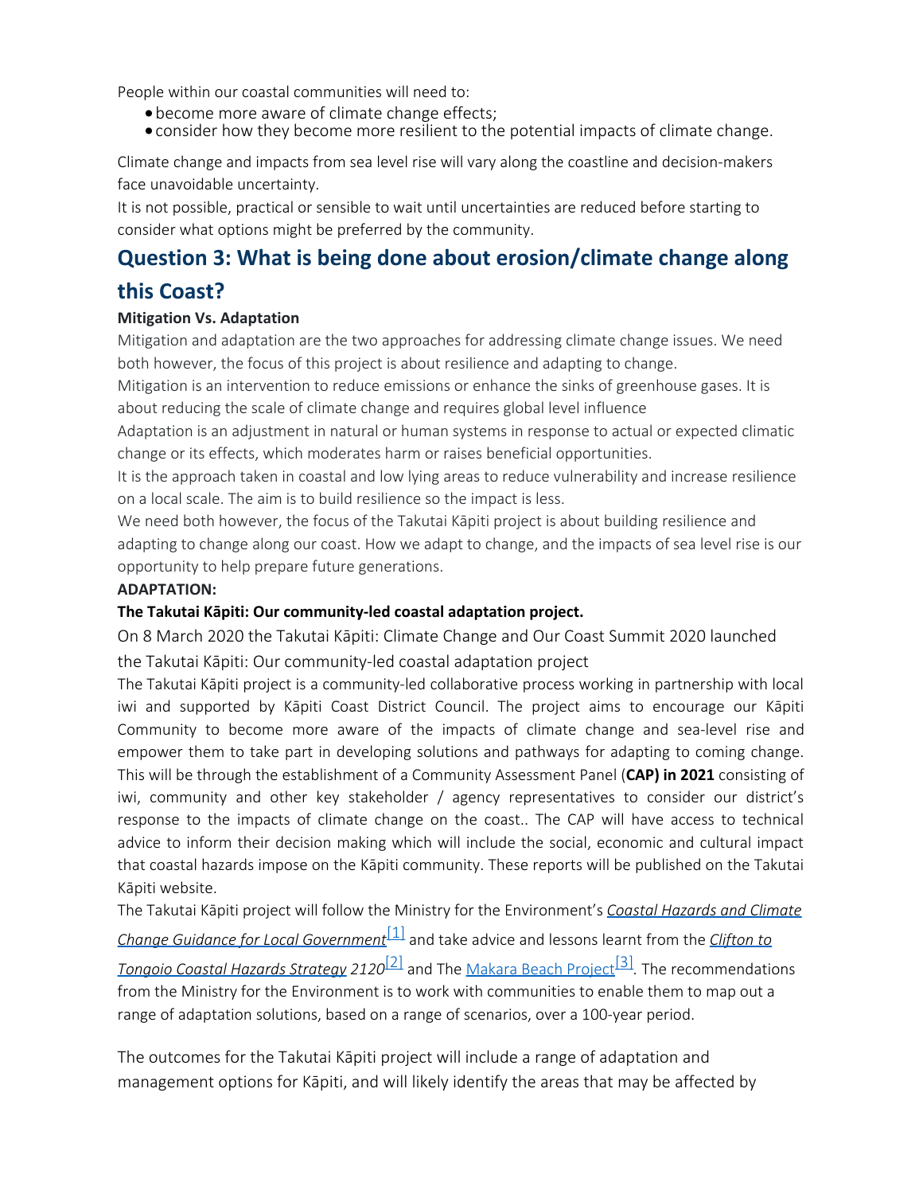People within our coastal communities will need to:

- become more aware of climate change effects;
- consider how they become more resilient to the potential impacts of climate change.

Climate change and impacts from sea level rise will vary along the coastline and decision-makers face unavoidable uncertainty.

It is not possible, practical or sensible to wait until uncertainties are reduced before starting to consider what options might be preferred by the community.

## Question 3: What is being done about erosion/climate change along this Coast?

**Mitigation Vs. Adaptation**

Mitigation and adaptation are the two approaches for addressing climate change issues. We need both however, the focus of this project is about resilience and adapting to change.

Mitigation is an intervention to reduce emissions or enhance the sinks of greenhouse gases. It is about reducing the scale of climate change and requires global level influence

Adaptation is an adjustment in natural or human systems in response to actual or expected climatic change or its effects, which moderates harm or raises beneficial opportunities.

It is the approach taken in coastal and low lying areas to reduce vulnerability and increase resilience on a local scale. The aim is to build resilience so the impact is less.

We need both however, the focus of the Takutai Kāpiti project is about building resilience and adapting to change along our coast. How we adapt to change, and the impacts of sea level rise is our opportunity to help prepare future generations.

**ADAPTATION:**

**The Takutai Kāpiti: Our community-led coastal adaptation project.**

On 8 March 2020 the Takutai Kāpiti: Climate Change and Our Coast Summit 2020 launched the Takutai Kāpiti: Our community-led coastal adaptation project

The Takutai Kāpiti project is a community-led collaborative process working in partnership with local iwi and supported by Kāpiti Coast District Council. The project aims to encourage our Kāpiti Community to become more aware of the impacts of climate change and sea-level rise and empower them to take part in developing solutions and pathways for adapting to coming change. This will be through the establishment of a Community Assessment Panel (**CAP) in 2021** consisting of iwi, community and other key stakeholder / agency representatives to consider our district's response to the impacts of climate change on the coast.. The CAP will have access to technical advice to inform their decision making which will include the social, economic and cultural impact that coastal hazards impose on the Kāpiti community. These reports will be published on the Takutai Kāpiti website.

The Takutai Kāpiti project will follow the Ministry for the Environment's *Coastal Hazards and Climate Change Guidance for Local Government*[1] and take advice and lessons learnt from the *Clifton to Tongoio Coastal Hazards Strategy* 2120[2] and The Makara Beach Project[3]. The recommendations from the Ministry for the Environment is to work with communities to enable them to map out a range of adaptation solutions, based on a range of scenarios, over a 100-year period.

The outcomes for the Takutai Kāpiti project will include a range of adaptation and management options for Kāpiti, and will likely identify the areas that may be affected by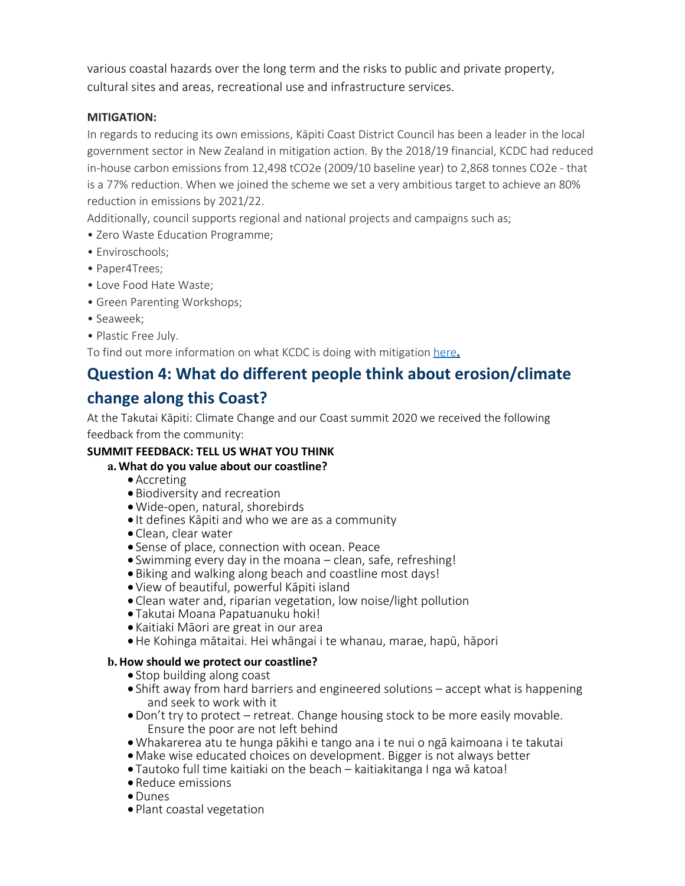various coastal hazards over the long term and the risks to public and private property, cultural sites and areas, recreational use and infrastructure services.

**MITIGATION:**

In regards to reducing its own emissions, Kāpiti Coast District Council has been a leader in the local government sector in New Zealand in mitigation action. By the 2018/19 financial, KCDC had reduced in-house carbon emissions from 12,498 tCO2e (2009/10 baseline year) to 2,868 tonnes CO2e - that is a 77% reduction. When we joined the scheme we set a very ambitious target to achieve an 80% reduction in emissions by 2021/22.

Additionally, council supports regional and national projects and campaigns such as;

- Zero Waste Education Programme;
- Enviroschools;
- Paper4Trees;
- Love Food Hate Waste;
- Green Parenting Workshops;
- Seaweek;
- Plastic Free July.

To find out more information on what KCDC is doing with mitigation here**.**

## Question 4: What do different people think about erosion/climate change along this Coast?

At the Takutai Kāpiti: Climate Change and our Coast summit 2020 we received the following feedback from the community:

**SUMMIT FEEDBACK: TELL US WHAT YOU THINK**

a. **What do you value about our coastline?**
   - Accreting
   - Biodiversity and recreation
   - Wide-open, natural, shorebirds
   - It defines Kāpiti and who we are as a community
   - Clean, clear water
   - Sense of place, connection with ocean. Peace
   - Swimming every day in the moana – clean, safe, refreshing!
   - Biking and walking along beach and coastline most days!
   - View of beautiful, powerful Kāpiti island
   - Clean water and, riparian vegetation, low noise/light pollution
   - Takutai Moana Papatuanuku hoki!
   - Kaitiaki Māori are great in our area
   - He Kohinga mātaitai. Hei whāngai i te whanau, marae, hapū, hāpori

b. **How should we protect our coastline?**
   - Stop building along coast
   - Shift away from hard barriers and engineered solutions – accept what is happening and seek to work with it
   - Don't try to protect – retreat. Change housing stock to be more easily movable. Ensure the poor are not left behind
   - Whakarerea atu te hunga pākihi e tango ana i te nui o ngā kaimoana i te takutai
   - Make wise educated choices on development. Bigger is not always better
   - Tautoko full time kaitiaki on the beach – kaitiakitanga I nga wā katoa!
   - Reduce emissions
   - Dunes
   - Plant coastal vegetation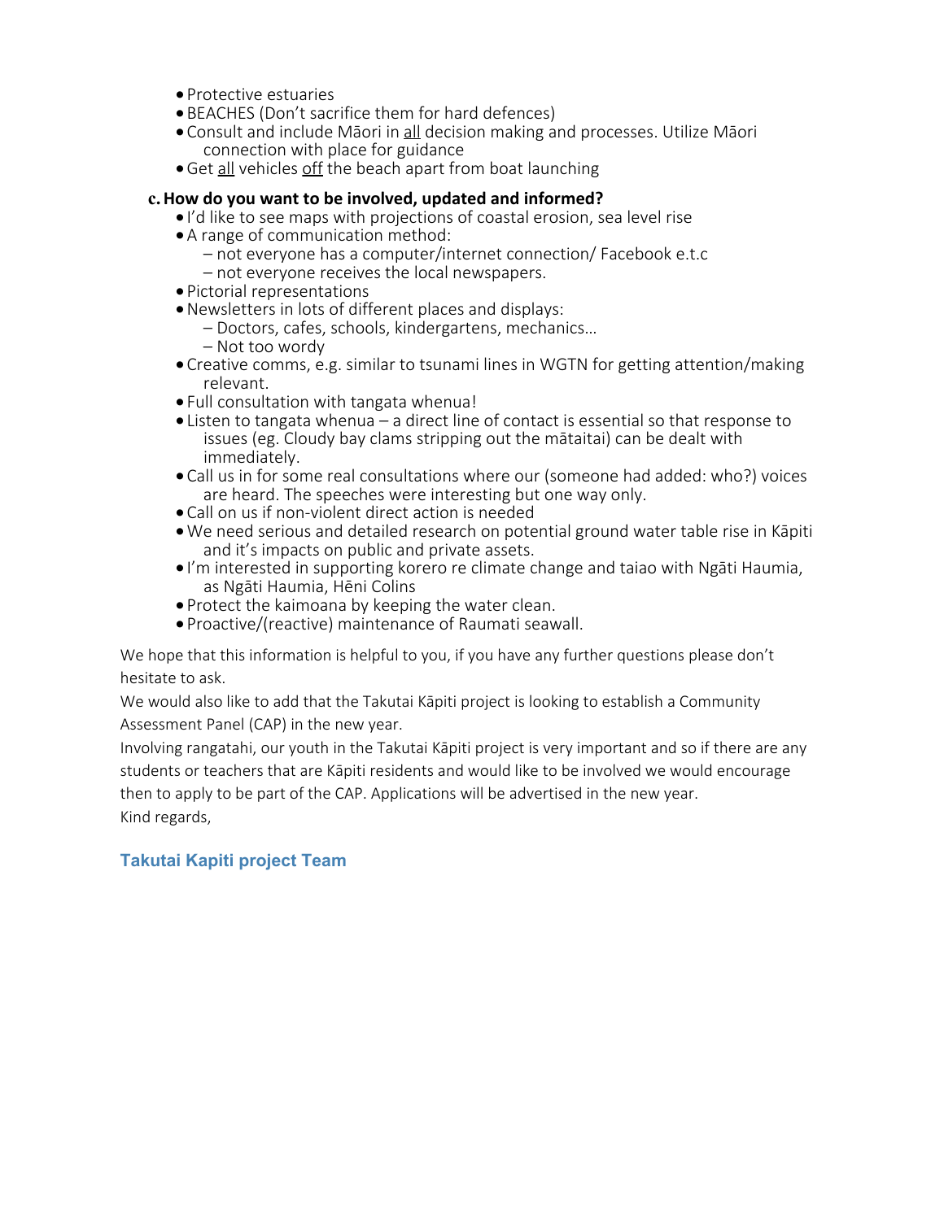- Protective estuaries
- BEACHES (Don't sacrifice them for hard defences)
- Consult and include Māori in <u>all</u> decision making and processes. Utilize Māori connection with place for guidance
- Get <u>all</u> vehicles <u>off</u> the beach apart from boat launching

### c. How do you want to be involved, updated and informed?

- I'd like to see maps with projections of coastal erosion, sea level rise
- A range of communication method:
  - not everyone has a computer/internet connection/ Facebook e.t.c
  - not everyone receives the local newspapers.
- Pictorial representations
- Newsletters in lots of different places and displays:
  - Doctors, cafes, schools, kindergartens, mechanics…
  - Not too wordy
- Creative comms, e.g. similar to tsunami lines in WGTN for getting attention/making relevant.
- Full consultation with tangata whenua!
- Listen to tangata whenua – a direct line of contact is essential so that response to issues (eg. Cloudy bay clams stripping out the mātaitai) can be dealt with immediately.
- Call us in for some real consultations where our (someone had added: who?) voices are heard. The speeches were interesting but one way only.
- Call on us if non-violent direct action is needed
- We need serious and detailed research on potential ground water table rise in Kāpiti and it's impacts on public and private assets.
- I'm interested in supporting korero re climate change and taiao with Ngāti Haumia, as Ngāti Haumia, Hēni Colins
- Protect the kaimoana by keeping the water clean.
- Proactive/(reactive) maintenance of Raumati seawall.

We hope that this information is helpful to you, if you have any further questions please don't hesitate to ask.

We would also like to add that the Takutai Kāpiti project is looking to establish a Community Assessment Panel (CAP) in the new year.

Involving rangatahi, our youth in the Takutai Kāpiti project is very important and so if there are any students or teachers that are Kāpiti residents and would like to be involved we would encourage then to apply to be part of the CAP. Applications will be advertised in the new year.

Kind regards,

**Takutai Kapiti project Team**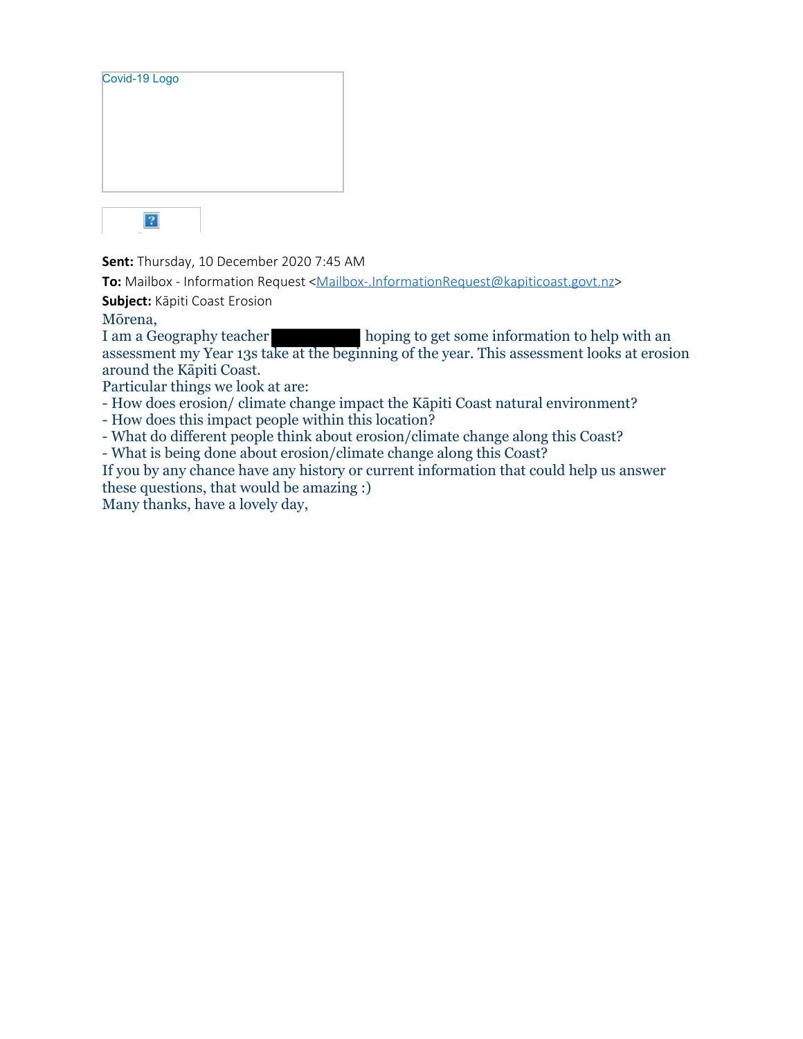Covid-19 Logo

**Sent:** Thursday, 10 December 2020 7:45 AM

**To:** Mailbox - Information Request <Mailbox-.InformationRequest@kapiticoast.govt.nz>

**Subject:** Kāpiti Coast Erosion

Mōrena,

I am a Geography teacher [redacted] hoping to get some information to help with an assessment my Year 13s take at the beginning of the year. This assessment looks at erosion around the Kāpiti Coast.

Particular things we look at are:

- How does erosion/ climate change impact the Kāpiti Coast natural environment?
- How does this impact people within this location?
- What do different people think about erosion/climate change along this Coast?
- What is being done about erosion/climate change along this Coast?

If you by any chance have any history or current information that could help us answer these questions, that would be amazing :)

Many thanks, have a lovely day,